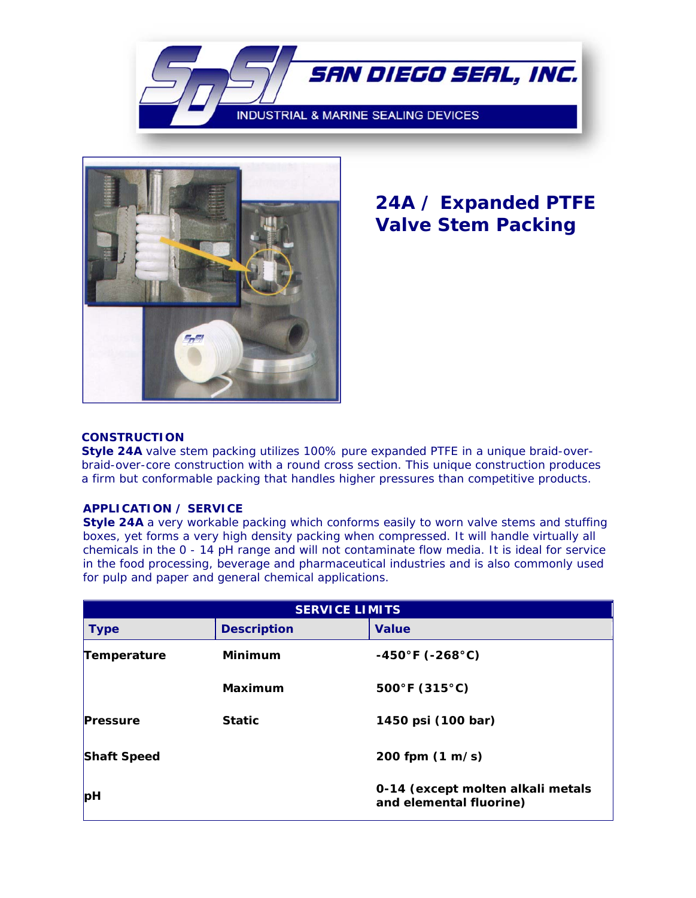# SAN DIEGO SEAL, INC.

INDUSTRIAL & MARINE SEALING DEVICES

## 24A / Expanded PTFE Valve Stem Packing

### CONSTRUCTION

**Style 24A** valve stem packing utilizes 100% pure expanded PTFE in a unique braid-over-braid-over-core construction with a round cross section. This unique construction produces a firm but conformable packing that handles higher pressures than competitive products.

### APPLICATION / SERVICE

**Style 24A** a very workable packing which conforms easily to worn valve stems and stuffing boxes, yet forms a very high density packing when compressed. It will handle virtually all chemicals in the 0 - 14 pH range and will not contaminate flow media. It is ideal for service in the food processing, beverage and pharmaceutical industries and is also commonly used for pulp and paper and general chemical applications.

| SERVICE LIMITS | | |
|---|---|---|
| **Type** | **Description** | **Value** |
| **Temperature** | **Minimum** | **-450°F (-268°C)** |
| | **Maximum** | **500°F (315°C)** |
| **Pressure** | **Static** | **1450 psi (100 bar)** |
| **Shaft Speed** | | **200 fpm (1 m/s)** |
| **pH** | | **0-14 (except molten alkali metals and elemental fluorine)** |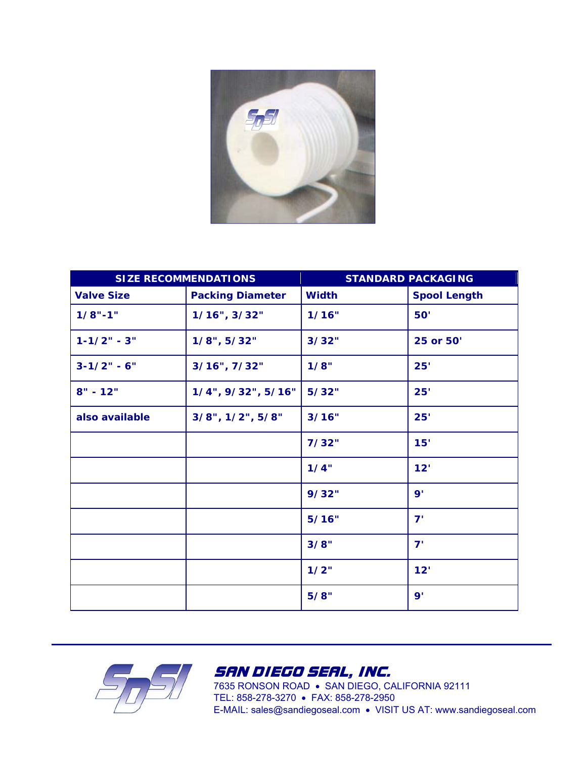| SIZE RECOMMENDATIONS | | STANDARD PACKAGING | |
|---|---|---|---|
| **Valve Size** | **Packing Diameter** | **Width** | **Spool Length** |
| 1/8"-1" | 1/16", 3/32" | 1/16" | 50' |
| 1-1/2" - 3" | 1/8", 5/32" | 3/32" | 25 or 50' |
| 3-1/2" - 6" | 3/16", 7/32" | 1/8" | 25' |
| 8" - 12" | 1/4", 9/32", 5/16" | 5/32" | 25' |
| also available | 3/8", 1/2", 5/8" | 3/16" | 25' |
| | | 7/32" | 15' |
| | | 1/4" | 12' |
| | | 9/32" | 9' |
| | | 5/16" | 7' |
| | | 3/8" | 7' |
| | | 1/2" | 12' |
| | | 5/8" | 9' |

**SAN DIEGO SEAL, INC.**

7635 RONSON ROAD • SAN DIEGO, CALIFORNIA 92111

TEL: 858-278-3270 • FAX: 858-278-2950

E-MAIL: sales@sandiegoseal.com • VISIT US AT: www.sandiegoseal.com